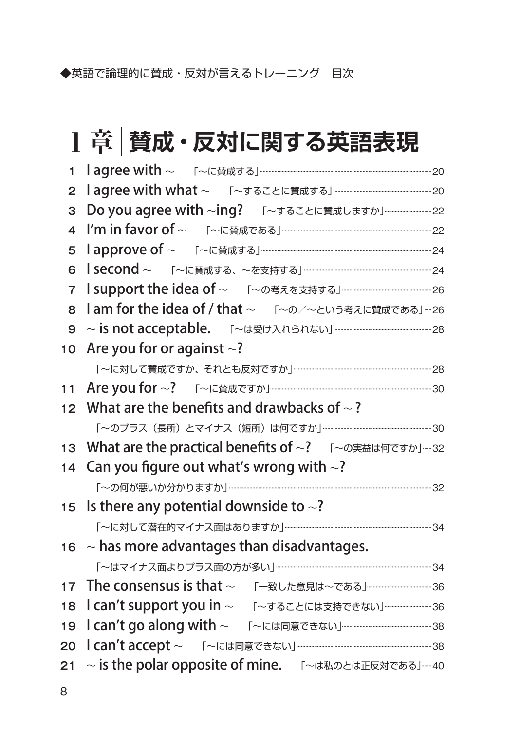◆英語で論理的に賛成・反対が言えるトレーニング　目次

# 1章　賛成・反対に関する英語表現

1 I agree with ~　「~に賛成する」……20
2 I agree with what ~　「~することに賛成する」……20
3 Do you agree with ~ing?　「~することに賛成しますか」……22
4 I'm in favor of ~　「~に賛成である」……22
5 I approve of ~　「~に賛成する」……24
6 I second ~　「~に賛成する、~を支持する」……24
7 I support the idea of ~　「~の考えを支持する」……26
8 I am for the idea of / that ~　「~の／~という考えに賛成である」……26
9 ~ is not acceptable.　「~は受け入れられない」……28
10 Are you for or against ~?
「~に対して賛成ですか、それとも反対ですか」……28
11 Are you for ~?　「~に賛成ですか」……30
12 What are the benefits and drawbacks of ~ ?
「~のプラス（長所）とマイナス（短所）は何ですか」……30
13 What are the practical benefits of ~?　「~の実益は何ですか」……32
14 Can you figure out what's wrong with ~?
「~の何が悪いか分かりますか」……32
15 Is there any potential downside to ~?
「~に対して潜在的マイナス面はありますか」……34
16 ~ has more advantages than disadvantages.
「~はマイナス面よりプラス面の方が多い」……34
17 The consensus is that ~　「一致した意見は~である」……36
18 I can't support you in ~　「~することには支持できない」……36
19 I can't go along with ~　「~には同意できない」……38
20 I can't accept ~　「~には同意できない」……38
21 ~ is the polar opposite of mine.　「~は私のとは正反対である」……40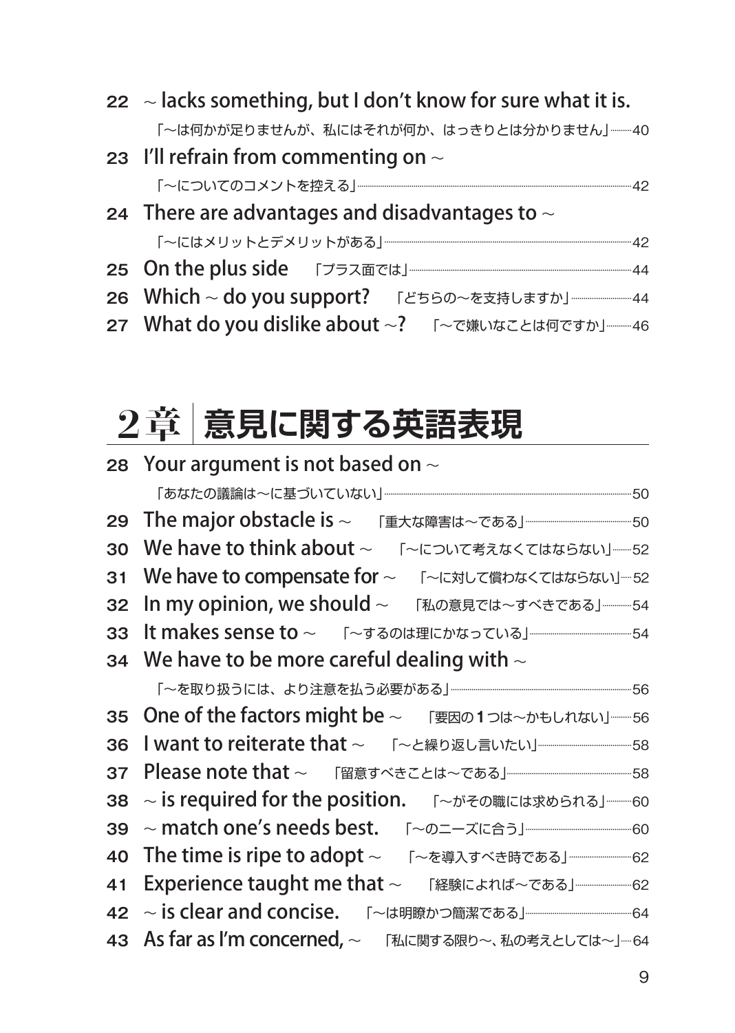22 ~ lacks something, but I don't know for sure what it is.
「~は何かが足りませんが、私にはそれが何か、はっきりとは分かりません」 40

23 I'll refrain from commenting on ~
「~についてのコメントを控える」 42

24 There are advantages and disadvantages to ~
「~にはメリットとデメリットがある」 42

25 On the plus side 「プラス面では」 44

26 Which ~ do you support? 「どちらの~を支持しますか」 44

27 What do you dislike about ~? 「~で嫌いなことは何ですか」 46

## 2章 意見に関する英語表現

28 Your argument is not based on ~
「あなたの議論は~に基づいていない」 50

29 The major obstacle is ~ 「重大な障害は~である」 50

30 We have to think about ~ 「~について考えなくてはならない」 52

31 We have to compensate for ~ 「~に対して償わなくてはならない」 52

32 In my opinion, we should ~ 「私の意見では~すべきである」 54

33 It makes sense to ~ 「~するのは理にかなっている」 54

34 We have to be more careful dealing with ~
「~を取り扱うには、より注意を払う必要がある」 56

35 One of the factors might be ~ 「要因の**1**つは~かもしれない」 56

36 I want to reiterate that ~ 「~と繰り返し言いたい」 58

37 Please note that ~ 「留意すべきことは~である」 58

38 ~ is required for the position. 「~がその職には求められる」 60

39 ~ match one's needs best. 「~のニーズに合う」 60

40 The time is ripe to adopt ~ 「~を導入すべき時である」 62

41 Experience taught me that ~ 「経験によれば~である」 62

42 ~ is clear and concise. 「~は明瞭かつ簡潔である」 64

43 As far as I'm concerned, ~ 「私に関する限り~、私の考えとしては~」 64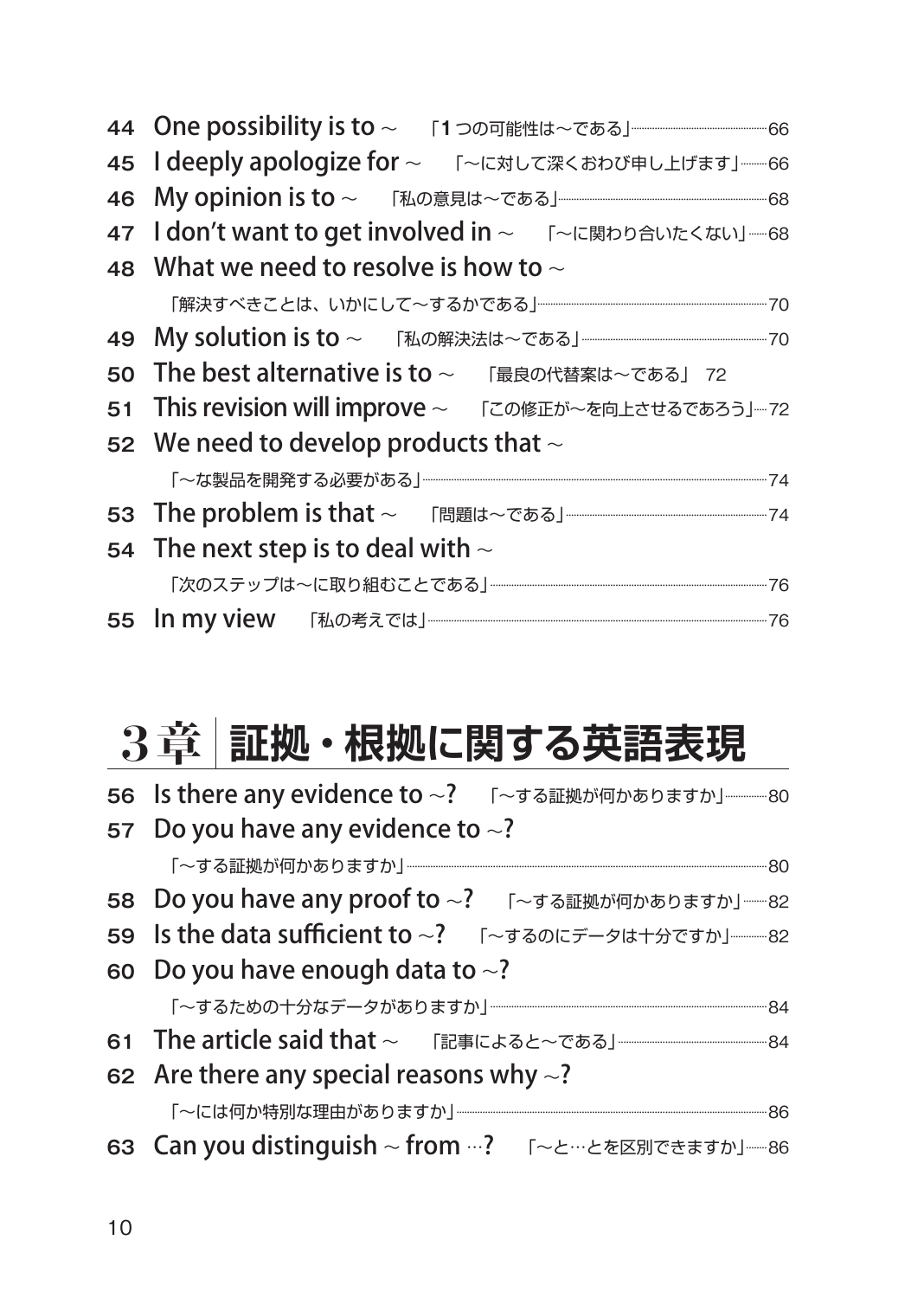44 One possibility is to ～ 「1つの可能性は～である」……66

45 I deeply apologize for ～ 「～に対して深くおわび申し上げます」……66

46 My opinion is to ～ 「私の意見は～である」……68

47 I don't want to get involved in ～ 「～に関わり合いたくない」……68

48 What we need to resolve is how to ～ 
「解決すべきことは、いかにして～するかである」……70

49 My solution is to ～ 「私の解決法は～である」……70

50 The best alternative is to ～ 「最良の代替案は～である」 72

51 This revision will improve ～ 「この修正が～を向上させるであろう」……72

52 We need to develop products that ～ 
「～な製品を開発する必要がある」……74

53 The problem is that ～ 「問題は～である」……74

54 The next step is to deal with ～ 
「次のステップは～に取り組むことである」……76

55 In my view 「私の考えでは」……76

# 3章 証拠・根拠に関する英語表現

56 Is there any evidence to ～? 「～する証拠が何かありますか」……80

57 Do you have any evidence to ～? 
「～する証拠が何かありますか」……80

58 Do you have any proof to ～? 「～する証拠が何かありますか」……82

59 Is the data sufficient to ～? 「～するのにデータは十分ですか」……82

60 Do you have enough data to ～? 
「～するための十分なデータがありますか」……84

61 The article said that ～ 「記事によると～である」……84

62 Are there any special reasons why ～? 
「～には何か特別な理由がありますか」……86

63 Can you distinguish ～ from …? 「～と…とを区別できますか」……86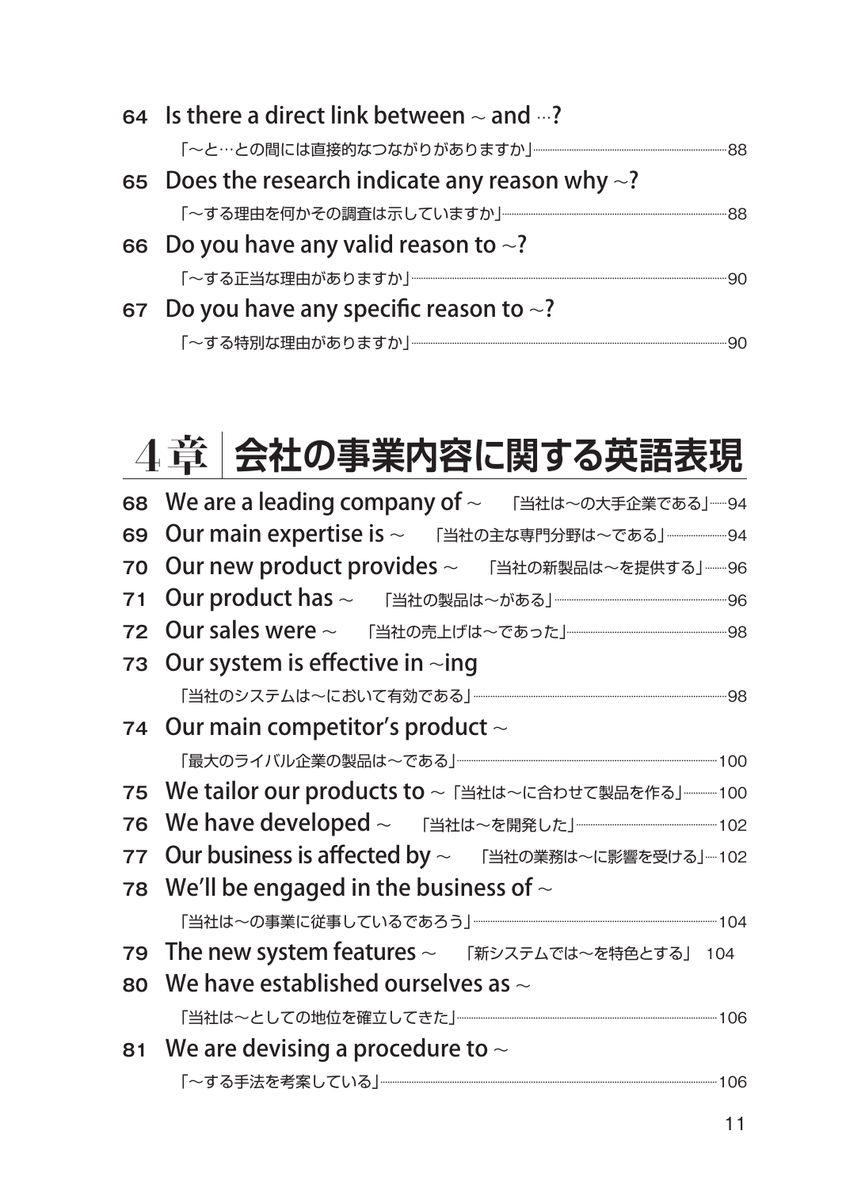64 Is there a direct link between ~ and …?

「~と…との間には直接的なつながりがありますか」……88

65 Does the research indicate any reason why ~?

「~する理由を何かその調査は示していますか」……88

66 Do you have any valid reason to ~?

「~する正当な理由がありますか」……90

67 Do you have any specific reason to ~?

「~する特別な理由がありますか」……90

## 4章 会社の事業内容に関する英語表現

68 We are a leading company of ~ 「当社は~の大手企業である」……94

69 Our main expertise is ~ 「当社の主な専門分野は~である」……94

70 Our new product provides ~ 「当社の新製品は~を提供する」……96

71 Our product has ~ 「当社の製品は~がある」……96

72 Our sales were ~ 「当社の売上げは~であった」……98

73 Our system is effective in ~ing

「当社のシステムは~において有効である」……98

74 Our main competitor's product ~

「最大のライバル企業の製品は~である」……100

75 We tailor our products to ~ 「当社は~に合わせて製品を作る」……100

76 We have developed ~ 「当社は~を開発した」……102

77 Our business is affected by ~ 「当社の業務は~に影響を受ける」……102

78 We'll be engaged in the business of ~

「当社は~の事業に従事しているであろう」……104

79 The new system features ~ 「新システムでは~を特色とする」 104

80 We have established ourselves as ~

「当社は~としての地位を確立してきた」……106

81 We are devising a procedure to ~

「~する手法を考案している」……106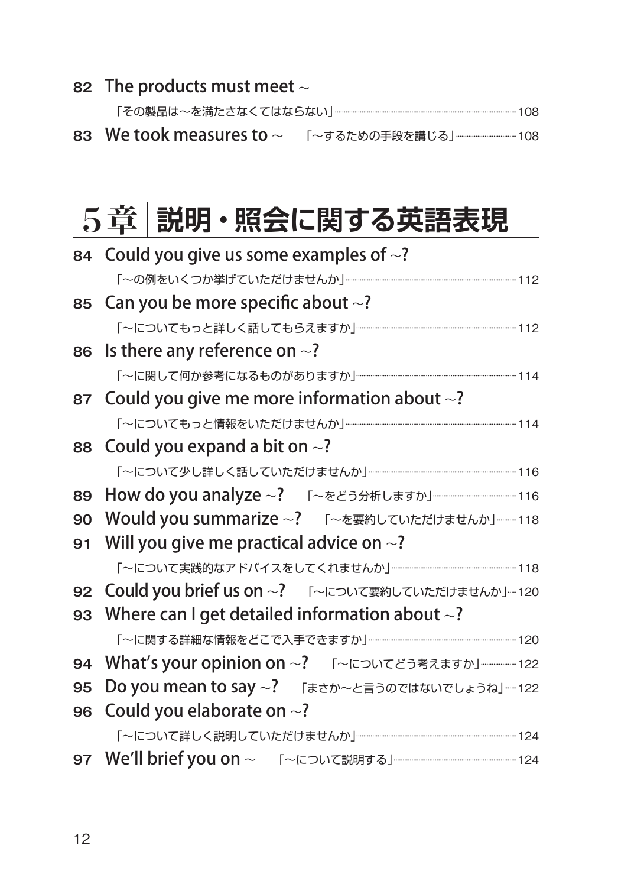82 The products must meet ~
「その製品は〜を満たさなくてはならない」……108

83 We took measures to ~ 「〜するための手段を講じる」……108

## 5章 説明・照会に関する英語表現

84 Could you give us some examples of ~?
「〜の例をいくつか挙げていただけませんか」……112

85 Can you be more specific about ~?
「〜についてもっと詳しく話してもらえますか」……112

86 Is there any reference on ~?
「〜に関して何か参考になるものがありますか」……114

87 Could you give me more information about ~?
「〜についてもっと情報をいただけませんか」……114

88 Could you expand a bit on ~?
「〜について少し詳しく話していただけませんか」……116

89 How do you analyze ~? 「〜をどう分析しますか」……116

90 Would you summarize ~? 「〜を要約していただけませんか」……118

91 Will you give me practical advice on ~?
「〜について実践的なアドバイスをしてくれませんか」……118

92 Could you brief us on ~? 「〜について要約していただけませんか」……120

93 Where can I get detailed information about ~?
「〜に関する詳細な情報をどこで入手できますか」……120

94 What's your opinion on ~? 「〜についてどう考えますか」……122

95 Do you mean to say ~? 「まさか〜と言うのではないでしょうね」……122

96 Could you elaborate on ~?
「〜について詳しく説明していただけませんか」……124

97 We'll brief you on ~ 「〜について説明する」……124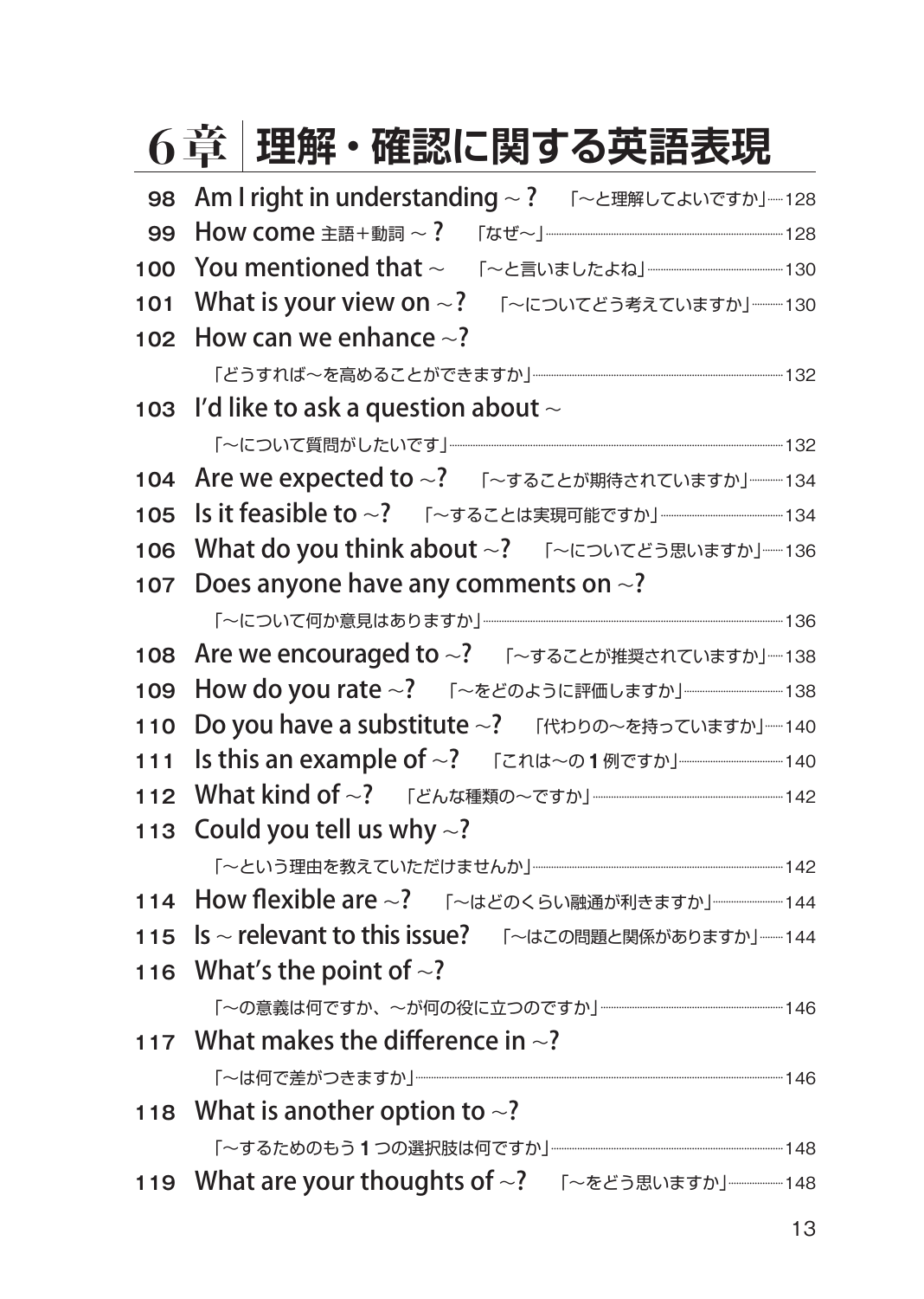# 6章 理解・確認に関する英語表現

98 **Am I right in understanding ～ ?** 「～と理解してよいですか」……128

99 **How come** 主語＋動詞 **～ ?** 「なぜ～」……128

100 **You mentioned that ～** 「～と言いましたよね」……130

101 **What is your view on ～?** 「～についてどう考えていますか」……130

102 **How can we enhance ～?**
「どうすれば～を高めることができますか」……132

103 **I'd like to ask a question about ～**
「～について質問がしたいです」……132

104 **Are we expected to ～?** 「～することが期待されていますか」……134

105 **Is it feasible to ～?** 「～することは実現可能ですか」……134

106 **What do you think about ～?** 「～についてどう思いますか」……136

107 **Does anyone have any comments on ～?**
「～について何か意見はありますか」……136

108 **Are we encouraged to ～?** 「～することが推奨されていますか」……138

109 **How do you rate ～?** 「～をどのように評価しますか」……138

110 **Do you have a substitute ～?** 「代わりの～を持っていますか」……140

111 **Is this an example of ～?** 「これは～の1例ですか」……140

112 **What kind of ～?** 「どんな種類の～ですか」……142

113 **Could you tell us why ～?**
「～という理由を教えていただけませんか」……142

114 **How flexible are ～?** 「～はどのくらい融通が利きますか」……144

115 **Is ～ relevant to this issue?** 「～はこの問題と関係がありますか」……144

116 **What's the point of ～?**
「～の意義は何ですか、～が何の役に立つのですか」……146

117 **What makes the difference in ～?**
「～は何で差がつきますか」……146

118 **What is another option to ～?**
「～するためのもう1つの選択肢は何ですか」……148

119 **What are your thoughts of ～?** 「～をどう思いますか」……148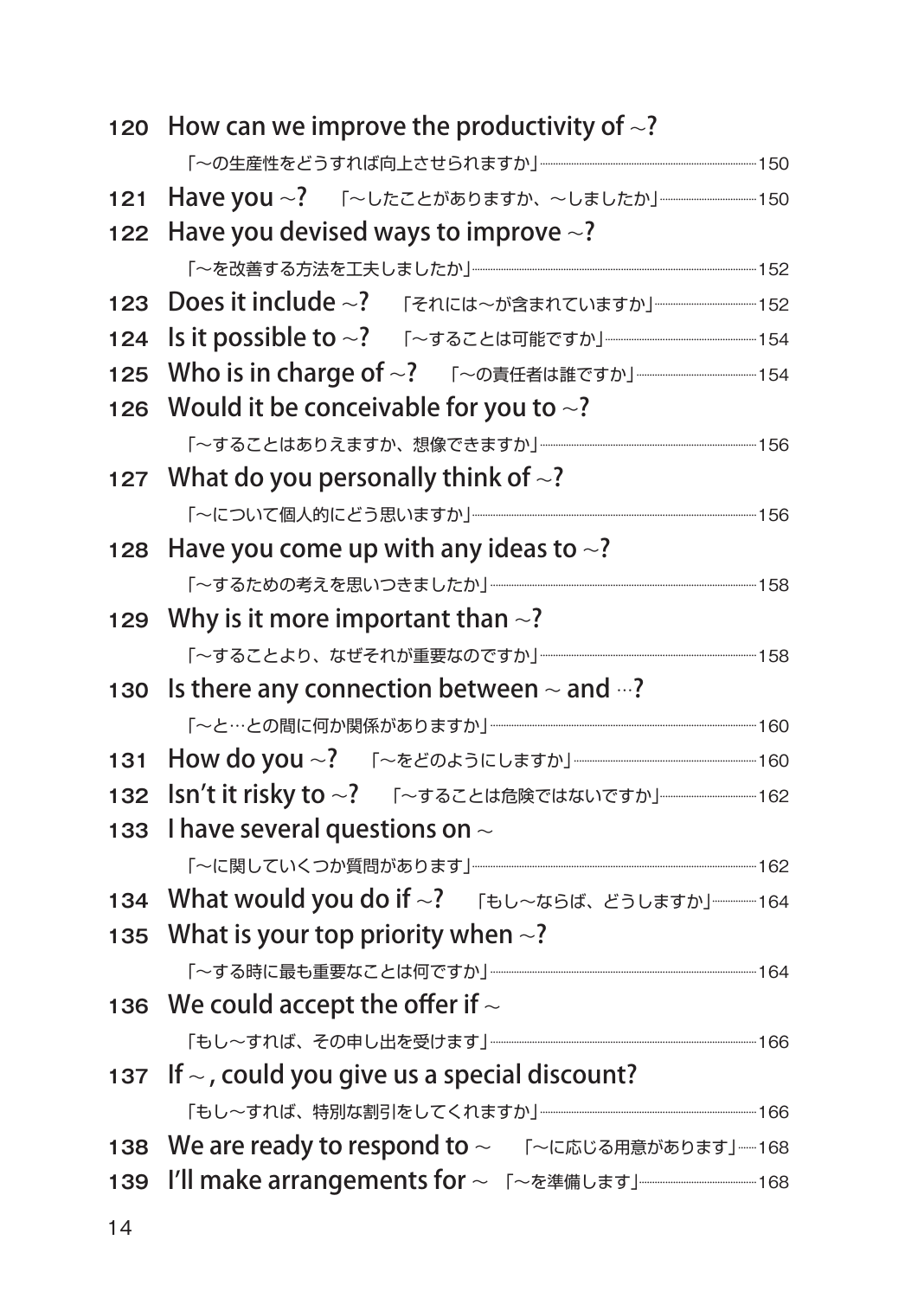120 How can we improve the productivity of ～?
「～の生産性をどうすれば向上させられますか」……150

121 Have you ～? 「～したことがありますか、～しましたか」……150

122 Have you devised ways to improve ～?
「～を改善する方法を工夫しましたか」……152

123 Does it include ～? 「それには～が含まれていますか」……152

124 Is it possible to ～? 「～することは可能ですか」……154

125 Who is in charge of ～? 「～の責任者は誰ですか」……154

126 Would it be conceivable for you to ～?
「～することはありえますか、想像できますか」……156

127 What do you personally think of ～?
「～について個人的にどう思いますか」……156

128 Have you come up with any ideas to ～?
「～するための考えを思いつきましたか」……158

129 Why is it more important than ～?
「～することより、なぜそれが重要なのですか」……158

130 Is there any connection between ～ and …?
「～と…との間に何か関係がありますか」……160

131 How do you ～? 「～をどのようにしますか」……160

132 Isn't it risky to ～? 「～することは危険ではないですか」……162

133 I have several questions on ～
「～に関していくつか質問があります」……162

134 What would you do if ～? 「もし～ならば、どうしますか」……164

135 What is your top priority when ～?
「～する時に最も重要なことは何ですか」……164

136 We could accept the offer if ～
「もし～すれば、その申し出を受けます」……166

137 If ～, could you give us a special discount?
「もし～すれば、特別な割引をしてくれますか」……166

138 We are ready to respond to ～ 「～に応じる用意があります」……168

139 I'll make arrangements for ～ 「～を準備します」……168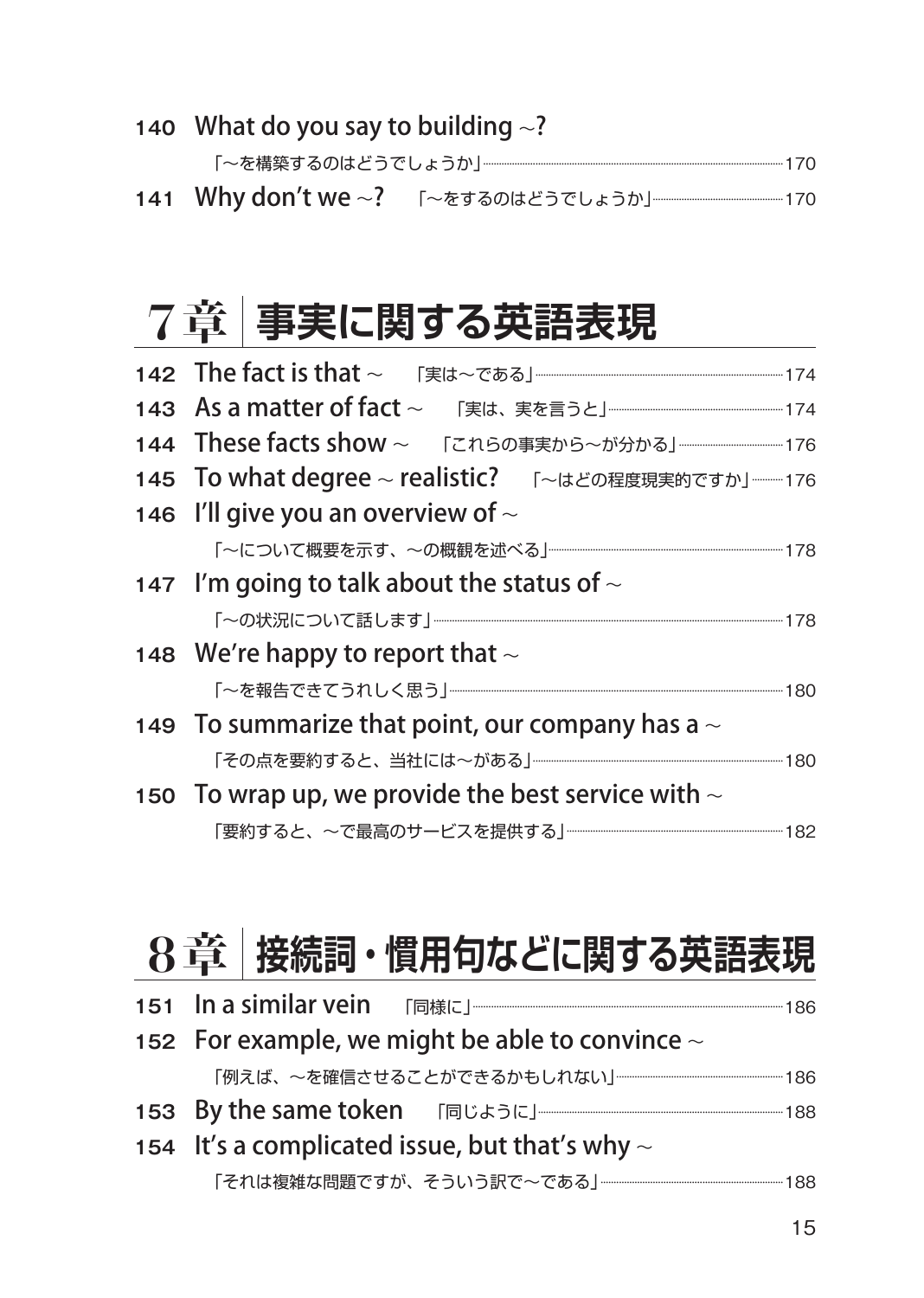140 What do you say to building ~?

「~を構築するのはどうでしょうか」……170

141 Why don't we ~? 「~をするのはどうでしょうか」……170

## 7章 事実に関する英語表現

142 The fact is that ~ 「実は~である」……174

143 As a matter of fact ~ 「実は、実を言うと」……174

144 These facts show ~ 「これらの事実から~が分かる」……176

145 To what degree ~ realistic? 「~はどの程度現実的ですか」……176

146 I'll give you an overview of ~

「~について概要を示す、~の概観を述べる」……178

147 I'm going to talk about the status of ~

「~の状況について話します」……178

148 We're happy to report that ~

「~を報告できてうれしく思う」……180

149 To summarize that point, our company has a ~

「その点を要約すると、当社には~がある」……180

150 To wrap up, we provide the best service with ~

「要約すると、~で最高のサービスを提供する」……182

## 8章 接続詞・慣用句などに関する英語表現

151 In a similar vein 「同様に」……186

152 For example, we might be able to convince ~

「例えば、~を確信させることができるかもしれない」……186

153 By the same token 「同じように」……188

154 It's a complicated issue, but that's why ~

「それは複雑な問題ですが、そういう訳で~である」……188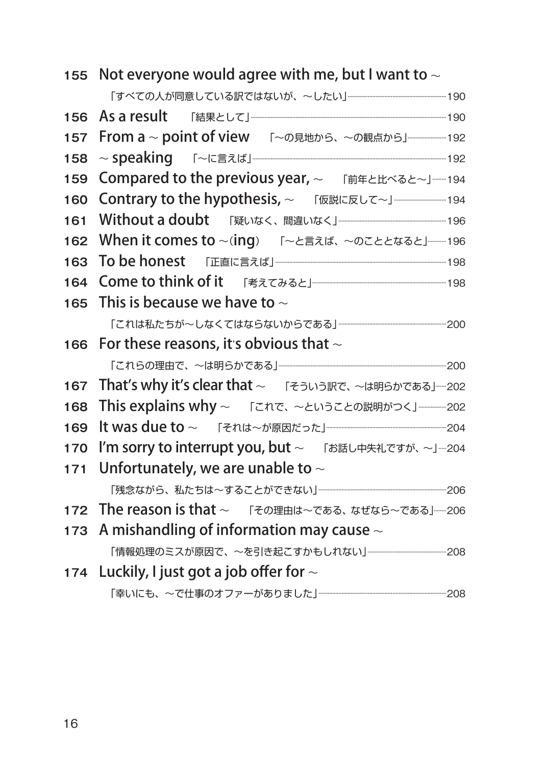155 **Not everyone would agree with me, but I want to ~**
「すべての人が同意している訳ではないが、～したい」……190

156 **As a result** 「結果として」……190

157 **From a ~ point of view** 「～の見地から、～の観点から」……192

158 **~ speaking** 「～に言えば」……192

159 **Compared to the previous year, ~** 「前年と比べると～」……194

160 **Contrary to the hypothesis, ~** 「仮説に反して～」……194

161 **Without a doubt** 「疑いなく、間違いなく」……196

162 **When it comes to ~(ing)** 「～と言えば、～のこととなると」……196

163 **To be honest** 「正直に言えば」……198

164 **Come to think of it** 「考えてみると」……198

165 **This is because we have to ~**
「これは私たちが～しなくてはならないからである」……200

166 **For these reasons, it's obvious that ~**
「これらの理由で、～は明らかである」……200

167 **That's why it's clear that ~** 「そういう訳で、～は明らかである」……202

168 **This explains why ~** 「これで、～ということの説明がつく」……202

169 **It was due to ~** 「それは～が原因だった」……204

170 **I'm sorry to interrupt you, but ~** 「お話し中失礼ですが、～」……204

171 **Unfortunately, we are unable to ~**
「残念ながら、私たちは～することができない」……206

172 **The reason is that ~** 「その理由は～である、なぜなら～である」……206

173 **A mishandling of information may cause ~**
「情報処理のミスが原因で、～を引き起こすかもしれない」……208

174 **Luckily, I just got a job offer for ~**
「幸いにも、～で仕事のオファーがありました」……208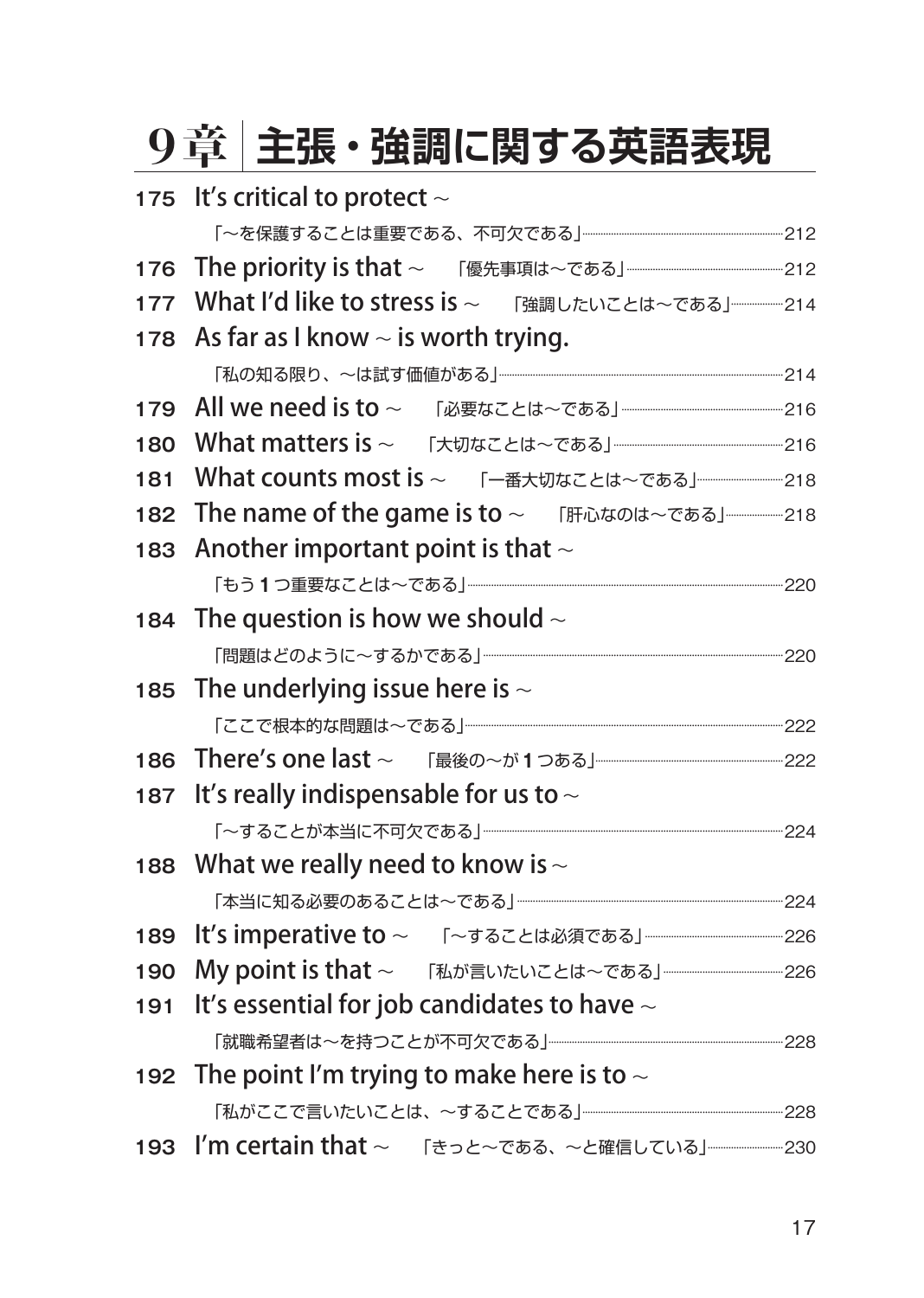# 9章 主張・強調に関する英語表現

175 It's critical to protect ～
「～を保護することは重要である、不可欠である」……212

176 The priority is that ～ 「優先事項は～である」……212

177 What I'd like to stress is ～ 「強調したいことは～である」……214

178 As far as I know ～ is worth trying.
「私の知る限り、～は試す価値がある」……214

179 All we need is to ～ 「必要なことは～である」……216

180 What matters is ～ 「大切なことは～である」……216

181 What counts most is ～ 「一番大切なことは～である」……218

182 The name of the game is to ～ 「肝心なのは～である」……218

183 Another important point is that ～
「もう **1** つ重要なことは～である」……220

184 The question is how we should ～
「問題はどのように～するかである」……220

185 The underlying issue here is ～
「ここで根本的な問題は～である」……222

186 There's one last ～ 「最後の～が **1** つある」……222

187 It's really indispensable for us to ～
「～することが本当に不可欠である」……224

188 What we really need to know is ～
「本当に知る必要のあることは～である」……224

189 It's imperative to ～ 「～することは必須である」……226

190 My point is that ～ 「私が言いたいことは～である」……226

191 It's essential for job candidates to have ～
「就職希望者は～を持つことが不可欠である」……228

192 The point I'm trying to make here is to ～
「私がここで言いたいことは、～することである」……228

193 I'm certain that ～ 「きっと～である、～と確信している」……230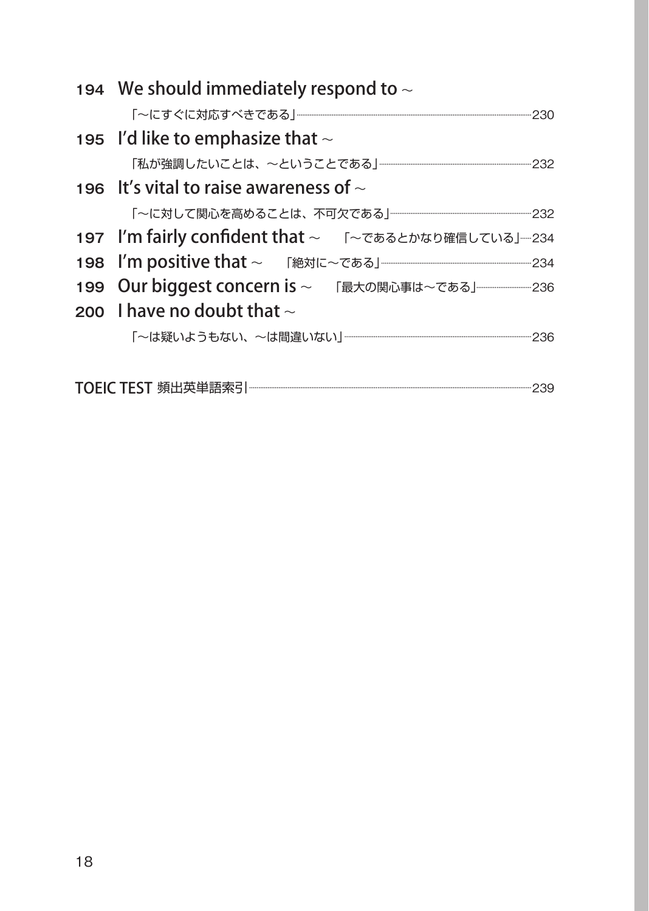194 We should immediately respond to ～
「～にすぐに対応すべきである」 230

195 I'd like to emphasize that ～
「私が強調したいことは、～ということである」 232

196 It's vital to raise awareness of ～
「～に対して関心を高めることは、不可欠である」 232

197 I'm fairly confident that ～ 「～であるとかなり確信している」 234

198 I'm positive that ～ 「絶対に～である」 234

199 Our biggest concern is ～ 「最大の関心事は～である」 236

200 I have no doubt that ～
「～は疑いようもない、～は間違いない」 236

TOEIC TEST 頻出英単語索引 239